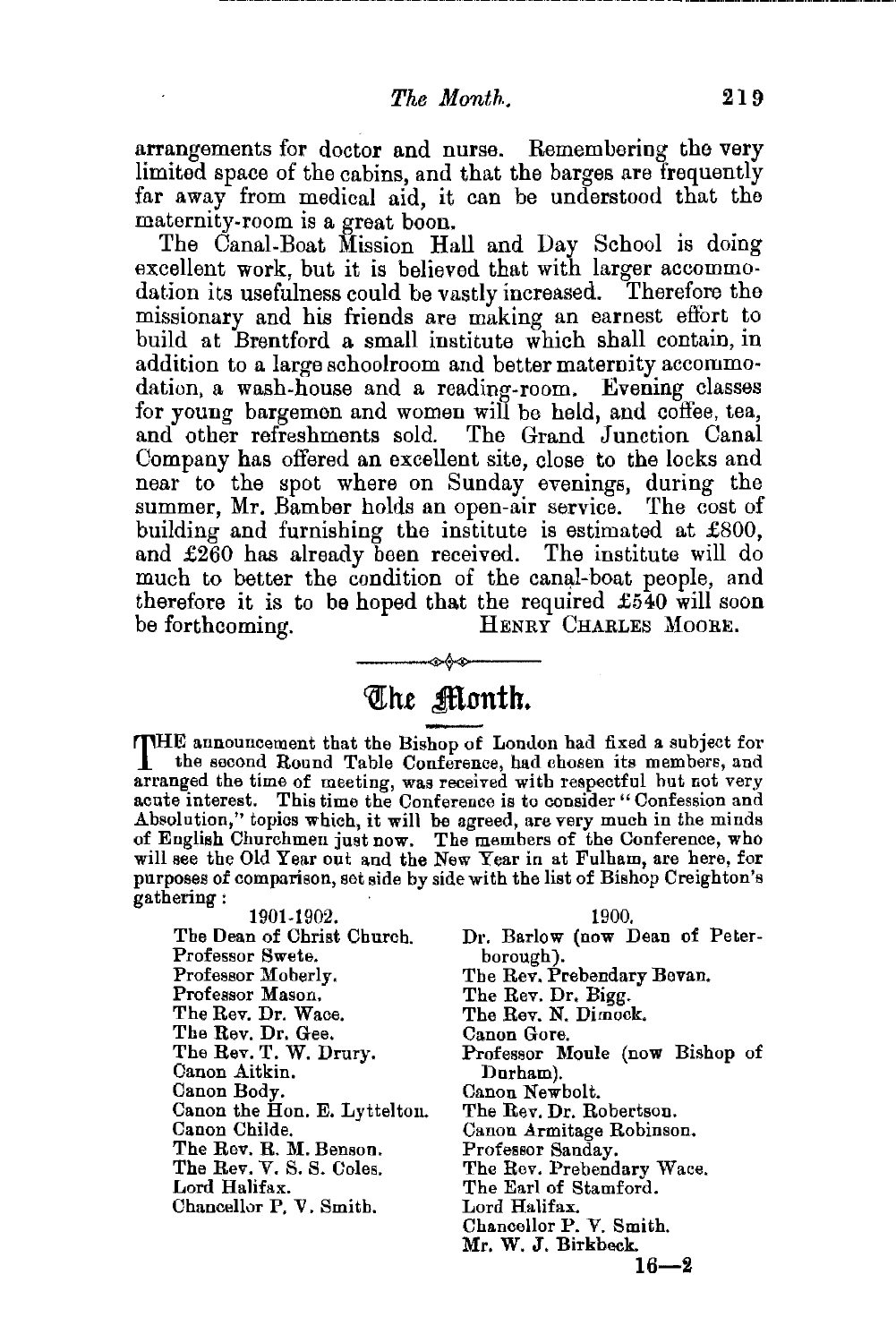arrangements for doctor and nurse. Remembering the very limited space of the cabins, and that the barges are frequently far away from medical aid, it can be understood that the maternity-room is a great boon.

The Canal-Boat Mission Hall and Day School is doing excellent work, but it is believed that with larger accommodation its usefulness could be vastly increased. Therefore the missionary and his friends are making an earnest effort to build at Brentford a small institute which shall contain, in addition to a large schoolroom and better maternity accommodation, a wash-house and a reading-room. Evening classes for young bargemen and women will be held, and coffee, tea, and other refreshments sold. The Grand Junction Canal Company has offered an excellent site, close to the locks and near to the spot where on Sunday evenings, during the summer, Mr. Bamber holds an open-air service. The cost of building and furnishing the institute is estimated at £800, and £260 has already been received. The institute will do much to better the condition of the canal-boat people, and therefore it is to be hoped that the required £540 will soon be forthcoming.

HENRY CHARLES MOORE.

---

# The Month.

THE announcement that the Bishop of London had fixed a subject for the second Round Table Conference, had chosen its members, and arranged the time of meeting, was received with respectful but not very acute interest. This time the Conference is to consider "Confession and Absolution," topics which, it will be agreed, are very much in the minds of English Churchmen just now. The members of the Conference, who will see the Old Year out and the New Year in at Fulham, are here, for purposes of comparison, set side by side with the list of Bishop Creighton's gathering:

| 1901-1902. | 1900. |
|---|---|
| The Dean of Christ Church. | Dr. Barlow (now Dean of Peterborough). |
| Professor Swete. | The Rev. Prebendary Bevan. |
| Professor Moberly. | The Rev. Dr. Bigg. |
| Professor Mason. | The Rev. N. Dimock. |
| The Rev. Dr. Wace. | Canon Gore. |
| The Rev. Dr. Gee. | Professor Moule (now Bishop of Durham). |
| The Rev. T. W. Drury. | Canon Newbolt. |
| Canon Aitkin. | The Rev. Dr. Robertson. |
| Canon Body. | Canon Armitage Robinson. |
| Canon the Hon. E. Lyttelton. | Professor Sanday. |
| Canon Childe. | The Rev. Prebendary Wace. |
| The Rev. R. M. Benson. | The Earl of Stamford. |
| The Rev. V. S. S. Coles. | Lord Halifax. |
| Lord Halifax. | Chancellor P. V. Smith. |
| Chancellor P. V. Smith. | Mr. W. J. Birkbeck. |

16—2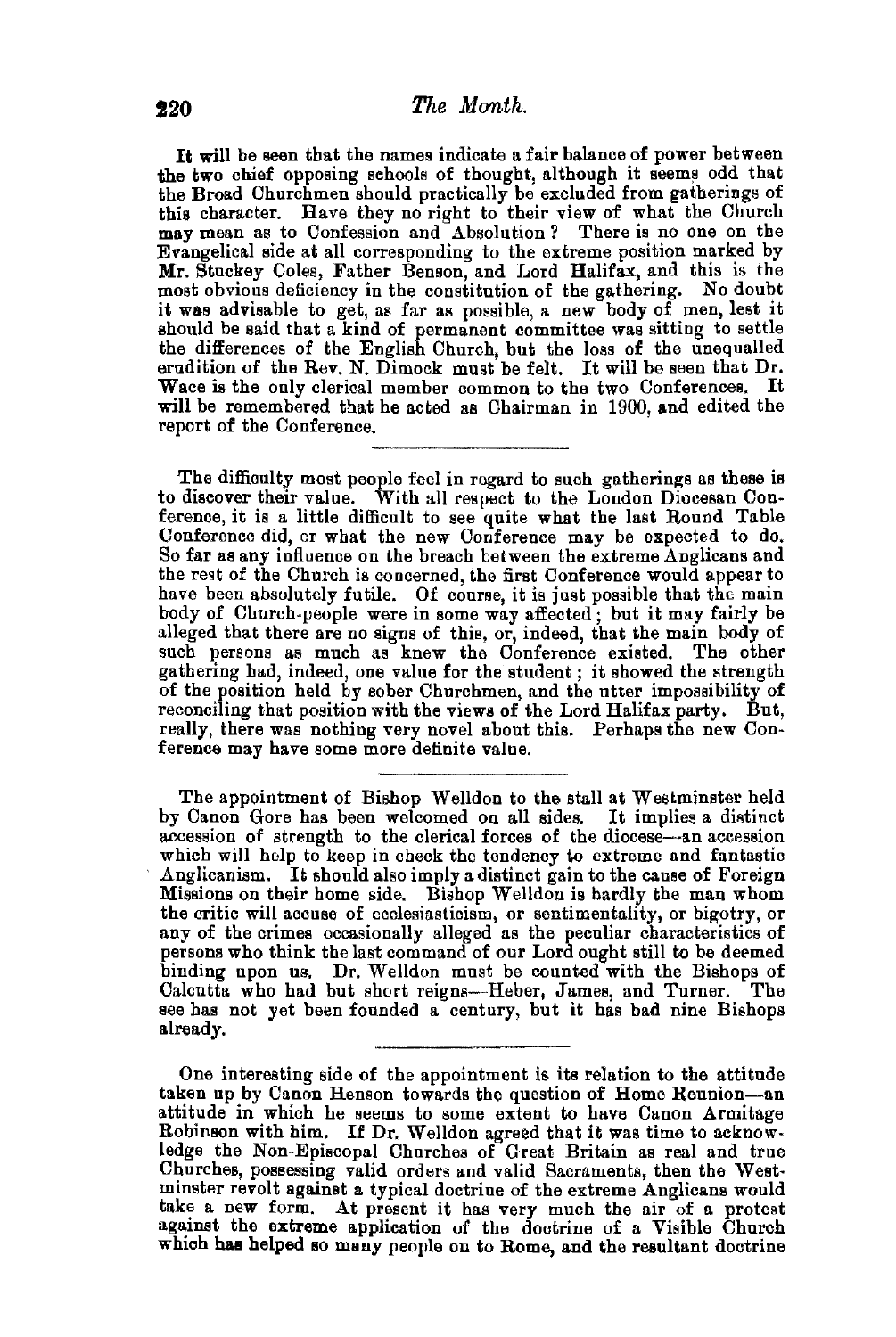It will be seen that the names indicate a fair balance of power between the two chief opposing schools of thought, although it seems odd that the Broad Churchmen should practically be excluded from gatherings of this character. Have they no right to their view of what the Church may mean as to Confession and Absolution? There is no one on the Evangelical side at all corresponding to the extreme position marked by Mr. Stuckey Coles, Father Benson, and Lord Halifax, and this is the most obvious deficiency in the constitution of the gathering. No doubt it was advisable to get, as far as possible, a new body of men, lest it should be said that a kind of permanent committee was sitting to settle the differences of the English Church, but the loss of the unequalled erudition of the Rev. N. Dimock must be felt. It will be seen that Dr. Wace is the only clerical member common to the two Conferences. It will be remembered that he acted as Chairman in 1900, and edited the report of the Conference.

---

The difficulty most people feel in regard to such gatherings as these is to discover their value. With all respect to the London Diocesan Conference, it is a little difficult to see quite what the last Round Table Conference did, or what the new Conference may be expected to do. So far as any influence on the breach between the extreme Anglicans and the rest of the Church is concerned, the first Conference would appear to have been absolutely futile. Of course, it is just possible that the main body of Church-people were in some way affected; but it may fairly be alleged that there are no signs of this, or, indeed, that the main body of such persons as much as knew the Conference existed. The other gathering had, indeed, one value for the student; it showed the strength of the position held by sober Churchmen, and the utter impossibility of reconciling that position with the views of the Lord Halifax party. But, really, there was nothing very novel about this. Perhaps the new Conference may have some more definite value.

---

The appointment of Bishop Welldon to the stall at Westminster held by Canon Gore has been welcomed on all sides. It implies a distinct accession of strength to the clerical forces of the diocese—an accession which will help to keep in check the tendency to extreme and fantastic Anglicanism. It should also imply a distinct gain to the cause of Foreign Missions on their home side. Bishop Welldon is hardly the man whom the critic will accuse of ecclesiasticism, or sentimentality, or bigotry, or any of the crimes occasionally alleged as the peculiar characteristics of persons who think the last command of our Lord ought still to be deemed binding upon us. Dr. Welldon must be counted with the Bishops of Calcutta who had but short reigns—Heber, James, and Turner. The see has not yet been founded a century, but it has had nine Bishops already.

---

One interesting side of the appointment is its relation to the attitude taken up by Canon Henson towards the question of Home Reunion—an attitude in which he seems to some extent to have Canon Armitage Robinson with him. If Dr. Welldon agreed that it was time to acknowledge the Non-Episcopal Churches of Great Britain as real and true Churches, possessing valid orders and valid Sacraments, then the Westminster revolt against a typical doctrine of the extreme Anglicans would take a new form. At present it has very much the air of a protest against the extreme application of the doctrine of a Visible Church which has helped so many people on to Rome, and the resultant doctrine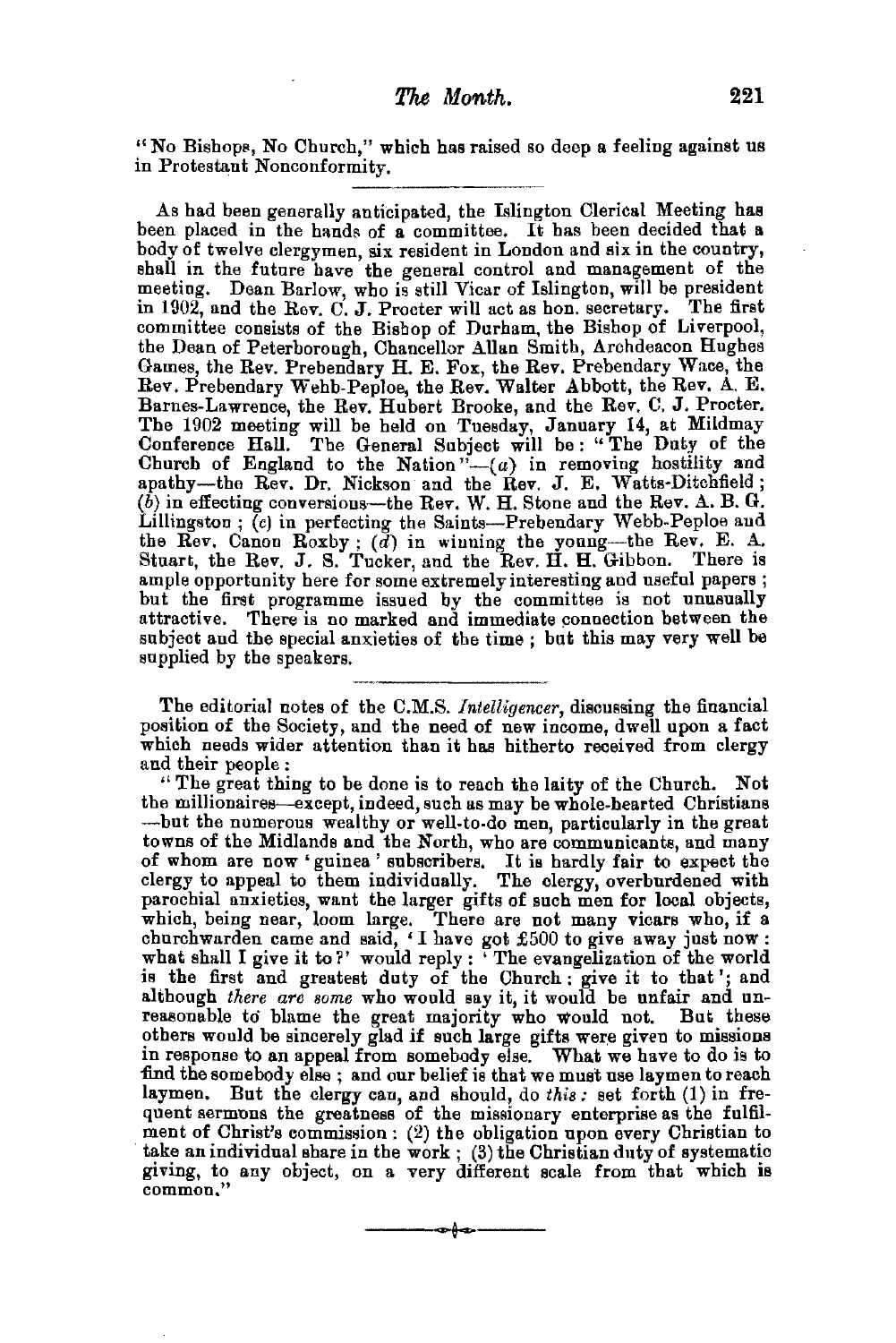"No Bishops, No Church," which has raised so deep a feeling against us in Protestant Nonconformity.

---

As had been generally anticipated, the Islington Clerical Meeting has been placed in the hands of a committee. It has been decided that a body of twelve clergymen, six resident in London and six in the country, shall in the future have the general control and management of the meeting. Dean Barlow, who is still Vicar of Islington, will be president in 1902, and the Rev. C. J. Procter will act as hon. secretary. The first committee consists of the Bishop of Durham, the Bishop of Liverpool, the Dean of Peterborough, Chancellor Allan Smith, Archdeacon Hughes Games, the Rev. Prebendary H. E. Fox, the Rev. Prebendary Wace, the Rev. Prebendary Webb-Peploe, the Rev. Walter Abbott, the Rev. A. E. Barnes-Lawrence, the Rev. Hubert Brooke, and the Rev. C. J. Procter. The 1902 meeting will be held on Tuesday, January 14, at Mildmay Conference Hall. The General Subject will be: "The Duty of the Church of England to the Nation"—(*a*) in removing hostility and apathy—the Rev. Dr. Nickson and the Rev. J. E. Watts-Ditchfield; (*b*) in effecting conversions—the Rev. W. H. Stone and the Rev. A. B. G. Lillingston; (*c*) in perfecting the Saints—Prebendary Webb-Peploe and the Rev. Canon Roxby; (*d*) in winning the young—the Rev. E. A. Stuart, the Rev. J. S. Tucker, and the Rev. H. H. Gibbon. There is ample opportunity here for some extremely interesting and useful papers; but the first programme issued by the committee is not unusually attractive. There is no marked and immediate connection between the subject and the special anxieties of the time; but this may very well be supplied by the speakers.

---

The editorial notes of the C.M.S. *Intelligencer*, discussing the financial position of the Society, and the need of new income, dwell upon a fact which needs wider attention than it has hitherto received from clergy and their people:

"The great thing to be done is to reach the laity of the Church. Not the millionaires—except, indeed, such as may be whole-hearted Christians—but the numerous wealthy or well-to-do men, particularly in the great towns of the Midlands and the North, who are communicants, and many of whom are now 'guinea' subscribers. It is hardly fair to expect the clergy to appeal to them individually. The clergy, overburdened with parochial anxieties, want the larger gifts of such men for local objects, which, being near, loom large. There are not many vicars who, if a churchwarden came and said, 'I have got £500 to give away just now: what shall I give it to?' would reply: 'The evangelization of the world is the first and greatest duty of the Church: give it to that'; and although *there are some* who would say it, it would be unfair and unreasonable to blame the great majority who would not. But these others would be sincerely glad if such large gifts were given to missions in response to an appeal from somebody else. What we have to do is to find the somebody else; and our belief is that we must use laymen to reach laymen. But the clergy can, and should, do *this*: set forth (1) in frequent sermons the greatness of the missionary enterprise as the fulfilment of Christ's commission: (2) the obligation upon every Christian to take an individual share in the work; (3) the Christian duty of systematic giving, to any object, on a very different scale from that which is common."